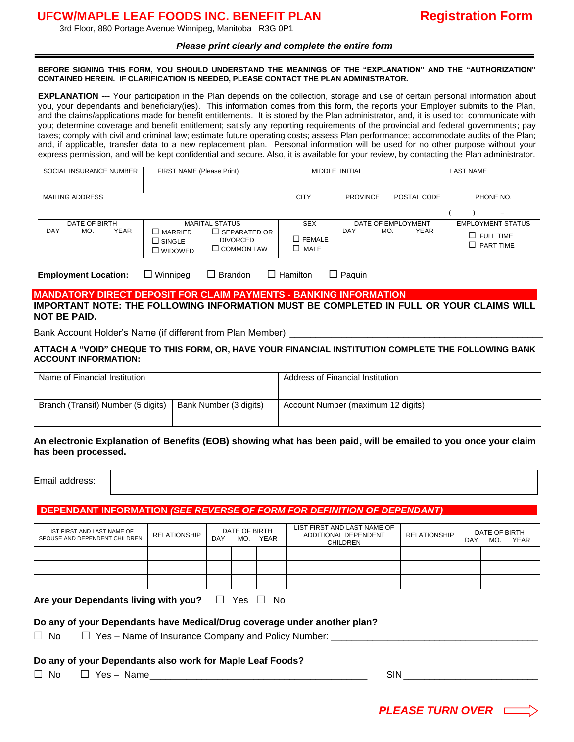# UFCW/MAPLE LEAF FOODS INC. BENEFIT PLAN

## Registration Form

3rd Floor, 880 Portage Avenue Winnipeg, Manitoba R3G 0P1

***Please print clearly and complete the entire form***

**BEFORE SIGNING THIS FORM, YOU SHOULD UNDERSTAND THE MEANINGS OF THE "EXPLANATION" AND THE "AUTHORIZATION" CONTAINED HEREIN. IF CLARIFICATION IS NEEDED, PLEASE CONTACT THE PLAN ADMINISTRATOR.**

**EXPLANATION ---** Your participation in the Plan depends on the collection, storage and use of certain personal information about you, your dependants and beneficiary(ies). This information comes from this form, the reports your Employer submits to the Plan, and the claims/applications made for benefit entitlements. It is stored by the Plan administrator, and, it is used to: communicate with you; determine coverage and benefit entitlement; satisfy any reporting requirements of the provincial and federal governments; pay taxes; comply with civil and criminal law; estimate future operating costs; assess Plan performance; accommodate audits of the Plan; and, if applicable, transfer data to a new replacement plan. Personal information will be used for no other purpose without your express permission, and will be kept confidential and secure. Also, it is available for your review, by contacting the Plan administrator.

| SOCIAL INSURANCE NUMBER | FIRST NAME (Please Print) | | MIDDLE INITIAL | | LAST NAME |
|---|---|---|---|---|---|
| | | | | | |
| MAILING ADDRESS | | CITY | PROVINCE | POSTAL CODE | PHONE NO. |
| | | | | | (     )     – |
| DATE OF BIRTH<br>DAY MO. YEAR | MARITAL STATUS<br>☐ MARRIED ☐ SEPARATED OR DIVORCED<br>☐ SINGLE ☐ COMMON LAW<br>☐ WIDOWED | SEX<br>☐ FEMALE<br>☐ MALE | DATE OF EMPLOYMENT<br>DAY MO. YEAR | | EMPLOYMENT STATUS<br>☐ FULL TIME<br>☐ PART TIME |

**Employment Location:** ☐ Winnipeg ☐ Brandon ☐ Hamilton ☐ Paquin

## MANDATORY DIRECT DEPOSIT FOR CLAIM PAYMENTS - BANKING INFORMATION

**IMPORTANT NOTE: THE FOLLOWING INFORMATION MUST BE COMPLETED IN FULL OR YOUR CLAIMS WILL NOT BE PAID.**

Bank Account Holder's Name (if different from Plan Member) ___________________________________________

**ATTACH A "VOID" CHEQUE TO THIS FORM, OR, HAVE YOUR FINANCIAL INSTITUTION COMPLETE THE FOLLOWING BANK ACCOUNT INFORMATION:**

| Name of Financial Institution | | Address of Financial Institution |
|---|---|---|
| Branch (Transit) Number (5 digits) | Bank Number (3 digits) | Account Number (maximum 12 digits) |

**An electronic Explanation of Benefits (EOB) showing what has been paid, will be emailed to you once your claim has been processed.**

Email address: ____________________________________________

## DEPENDANT INFORMATION *(SEE REVERSE OF FORM FOR DEFINITION OF DEPENDANT)*

| LIST FIRST AND LAST NAME OF SPOUSE AND DEPENDENT CHILDREN | RELATIONSHIP | DATE OF BIRTH DAY | MO. | YEAR | LIST FIRST AND LAST NAME OF ADDITIONAL DEPENDENT CHILDREN | RELATIONSHIP | DATE OF BIRTH DAY | MO. | YEAR |
|---|---|---|---|---|---|---|---|---|---|
| | | | | | | | | | |
| | | | | | | | | | |
| | | | | | | | | | |

**Are your Dependants living with you?** ☐ Yes ☐ No

**Do any of your Dependants have Medical/Drug coverage under another plan?**

☐ No ☐ Yes – Name of Insurance Company and Policy Number: ______________________________

**Do any of your Dependants also work for Maple Leaf Foods?**

☐ No ☐ Yes – Name______________________________ SIN____________________

***PLEASE TURN OVER***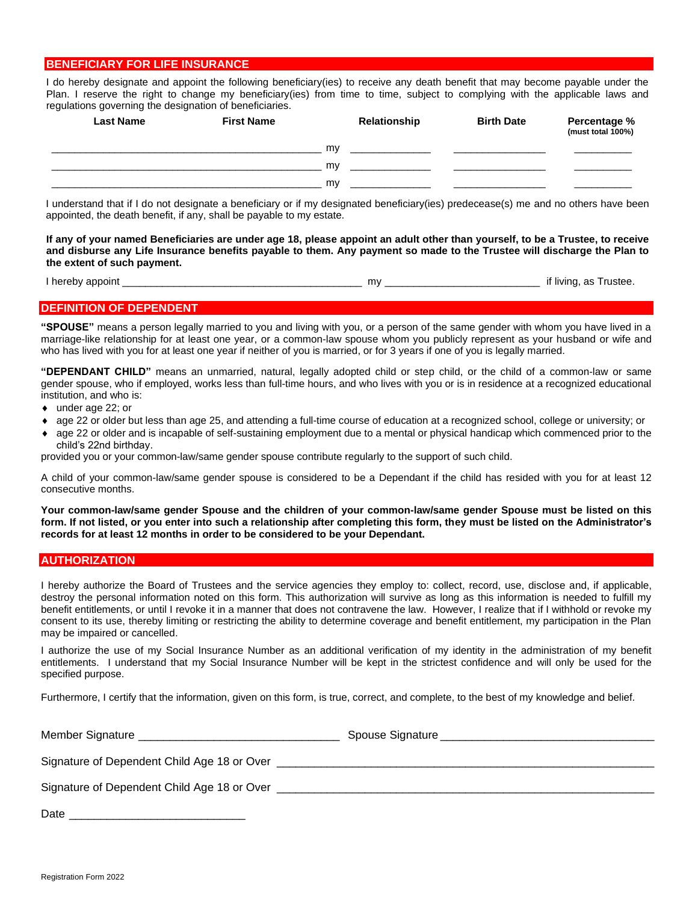## BENEFICIARY FOR LIFE INSURANCE

I do hereby designate and appoint the following beneficiary(ies) to receive any death benefit that may become payable under the Plan. I reserve the right to change my beneficiary(ies) from time to time, subject to complying with the applicable laws and regulations governing the designation of beneficiaries.

| Last Name | First Name | | Relationship | Birth Date | Percentage % (must total 100%) |
|---|---|---|---|---|---|
| | | my | | | |
| | | my | | | |
| | | my | | | |

I understand that if I do not designate a beneficiary or if my designated beneficiary(ies) predecease(s) me and no others have been appointed, the death benefit, if any, shall be payable to my estate.

**If any of your named Beneficiaries are under age 18, please appoint an adult other than yourself, to be a Trustee, to receive and disburse any Life Insurance benefits payable to them. Any payment so made to the Trustee will discharge the Plan to the extent of such payment.**

I hereby appoint ________________________________________ my __________________________ if living, as Trustee.

## DEFINITION OF DEPENDENT

**"SPOUSE"** means a person legally married to you and living with you, or a person of the same gender with whom you have lived in a marriage-like relationship for at least one year, or a common-law spouse whom you publicly represent as your husband or wife and who has lived with you for at least one year if neither of you is married, or for 3 years if one of you is legally married.

**"DEPENDANT CHILD"** means an unmarried, natural, legally adopted child or step child, or the child of a common-law or same gender spouse, who if employed, works less than full-time hours, and who lives with you or is in residence at a recognized educational institution, and who is:

- under age 22; or
- age 22 or older but less than age 25, and attending a full-time course of education at a recognized school, college or university; or
- age 22 or older and is incapable of self-sustaining employment due to a mental or physical handicap which commenced prior to the child's 22nd birthday.

provided you or your common-law/same gender spouse contribute regularly to the support of such child.

A child of your common-law/same gender spouse is considered to be a Dependant if the child has resided with you for at least 12 consecutive months.

**Your common-law/same gender Spouse and the children of your common-law/same gender Spouse must be listed on this form. If not listed, or you enter into such a relationship after completing this form, they must be listed on the Administrator's records for at least 12 months in order to be considered to be your Dependant.**

## AUTHORIZATION

I hereby authorize the Board of Trustees and the service agencies they employ to: collect, record, use, disclose and, if applicable, destroy the personal information noted on this form. This authorization will survive as long as this information is needed to fulfill my benefit entitlements, or until I revoke it in a manner that does not contravene the law. However, I realize that if I withhold or revoke my consent to its use, thereby limiting or restricting the ability to determine coverage and benefit entitlement, my participation in the Plan may be impaired or cancelled.

I authorize the use of my Social Insurance Number as an additional verification of my identity in the administration of my benefit entitlements. I understand that my Social Insurance Number will be kept in the strictest confidence and will only be used for the specified purpose.

Furthermore, I certify that the information, given on this form, is true, correct, and complete, to the best of my knowledge and belief.

Member Signature ________________________________ Spouse Signature ________________________________

Signature of Dependent Child Age 18 or Over ____________________________________________________________

Signature of Dependent Child Age 18 or Over ____________________________________________________________

Date ____________________________

Registration Form 2022